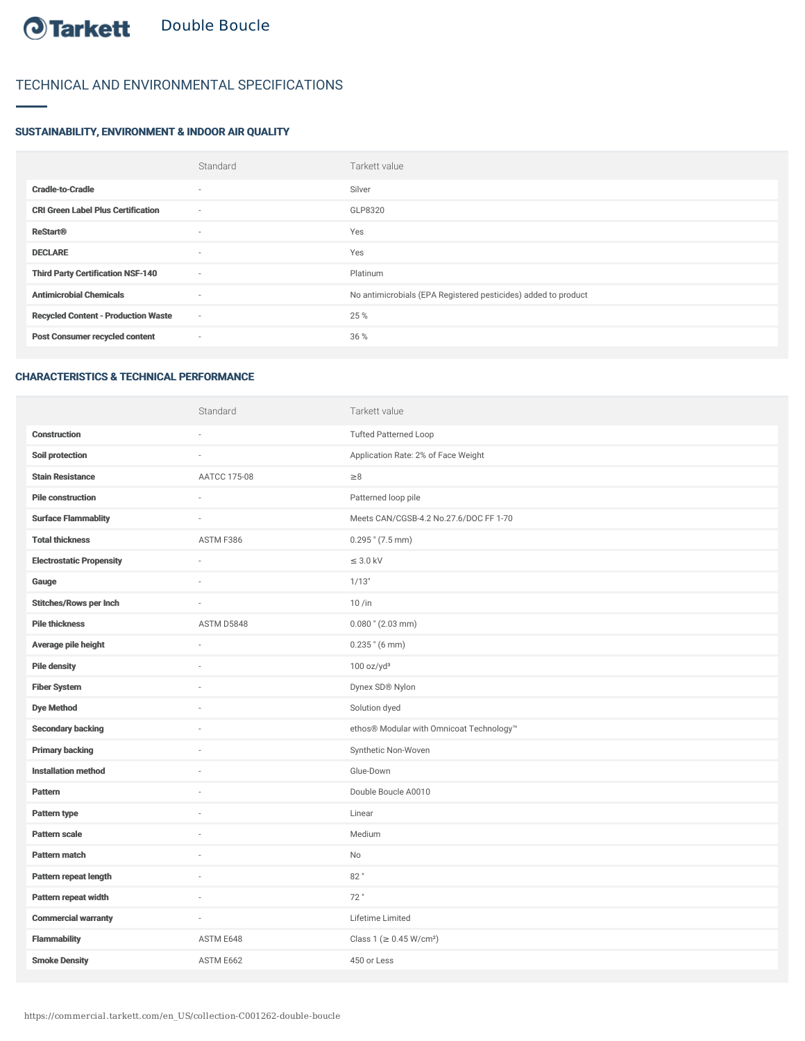# Tarkett Double Boucle

## TECHNICAL AND ENVIRONMENTAL SPECIFICATIONS

### SUSTAINABILITY, ENVIRONMENT & INDOOR AIR QUALITY

| | Standard | Tarkett value |
|---|---|---|
| **Cradle-to-Cradle** | - | Silver |
| **CRI Green Label Plus Certification** | - | GLP8320 |
| **ReStart®** | - | Yes |
| **DECLARE** | - | Yes |
| **Third Party Certification NSF-140** | - | Platinum |
| **Antimicrobial Chemicals** | - | No antimicrobials (EPA Registered pesticides) added to product |
| **Recycled Content - Production Waste** | - | 25 % |
| **Post Consumer recycled content** | - | 36 % |

### CHARACTERISTICS & TECHNICAL PERFORMANCE

| | Standard | Tarkett value |
|---|---|---|
| **Construction** | - | Tufted Patterned Loop |
| **Soil protection** | - | Application Rate: 2% of Face Weight |
| **Stain Resistance** | AATCC 175-08 | ≥8 |
| **Pile construction** | - | Patterned loop pile |
| **Surface Flammablity** | - | Meets CAN/CGSB-4.2 No.27.6/DOC FF 1-70 |
| **Total thickness** | ASTM F386 | 0.295 " (7.5 mm) |
| **Electrostatic Propensity** | - | ≤ 3.0 kV |
| **Gauge** | - | 1/13" |
| **Stitches/Rows per Inch** | - | 10 /in |
| **Pile thickness** | ASTM D5848 | 0.080 " (2.03 mm) |
| **Average pile height** | - | 0.235 " (6 mm) |
| **Pile density** | - | 100 oz/yd³ |
| **Fiber System** | - | Dynex SD® Nylon |
| **Dye Method** | - | Solution dyed |
| **Secondary backing** | - | ethos® Modular with Omnicoat Technology™ |
| **Primary backing** | - | Synthetic Non-Woven |
| **Installation method** | - | Glue-Down |
| **Pattern** | - | Double Boucle A0010 |
| **Pattern type** | - | Linear |
| **Pattern scale** | - | Medium |
| **Pattern match** | - | No |
| **Pattern repeat length** | - | 82 " |
| **Pattern repeat width** | - | 72 " |
| **Commercial warranty** | - | Lifetime Limited |
| **Flammability** | ASTM E648 | Class 1 (≥ 0.45 W/cm²) |
| **Smoke Density** | ASTM E662 | 450 or Less |

https://commercial.tarkett.com/en_US/collection-C001262-double-boucle